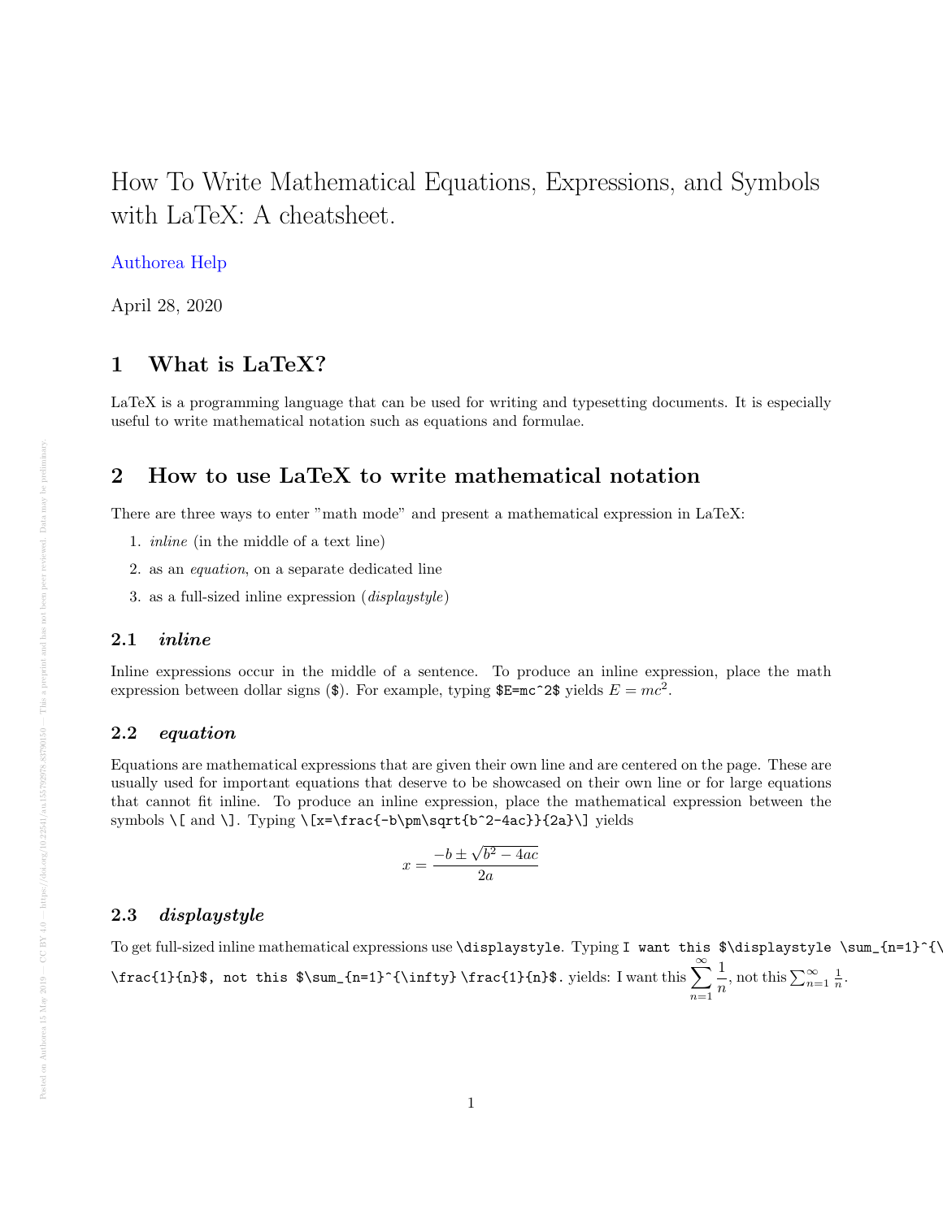# How To Write Mathematical Equations, Expressions, and Symbols with LaTeX: A cheatsheet.

Authorea Help

April 28, 2020

## 1 What is LaTeX?

LaTeX is a programming language that can be used for writing and typesetting documents. It is especially useful to write mathematical notation such as equations and formulae.

## 2 How to use LaTeX to write mathematical notation

There are three ways to enter "math mode" and present a mathematical expression in LaTeX:

1. *inline* (in the middle of a text line)
2. as an *equation*, on a separate dedicated line
3. as a full-sized inline expression (*displaystyle*)

### 2.1 *inline*

Inline expressions occur in the middle of a sentence. To produce an inline expression, place the math expression between dollar signs (`$`). For example, typing `$E=mc^2$` yields $E = mc^2$.

### 2.2 *equation*

Equations are mathematical expressions that are given their own line and are centered on the page. These are usually used for important equations that deserve to be showcased on their own line or for large equations that cannot fit inline. To produce an inline expression, place the mathematical expression between the symbols `\[` and `\]`. Typing `\[x=\frac{-b\pm\sqrt{b^2-4ac}}{2a}\]` yields

$$x = \frac{-b \pm \sqrt{b^2 - 4ac}}{2a}$$

### 2.3 *displaystyle*

To get full-sized inline mathematical expressions use `\displaystyle`. Typing `I want this $\displaystyle \sum_{n=1}^{\infty} \frac{1}{n}$, not this $\sum_{n=1}^{\infty} \frac{1}{n}$.` yields: I want this $\displaystyle \sum_{n=1}^{\infty} \frac{1}{n}$, not this $\sum_{n=1}^{\infty} \frac{1}{n}$.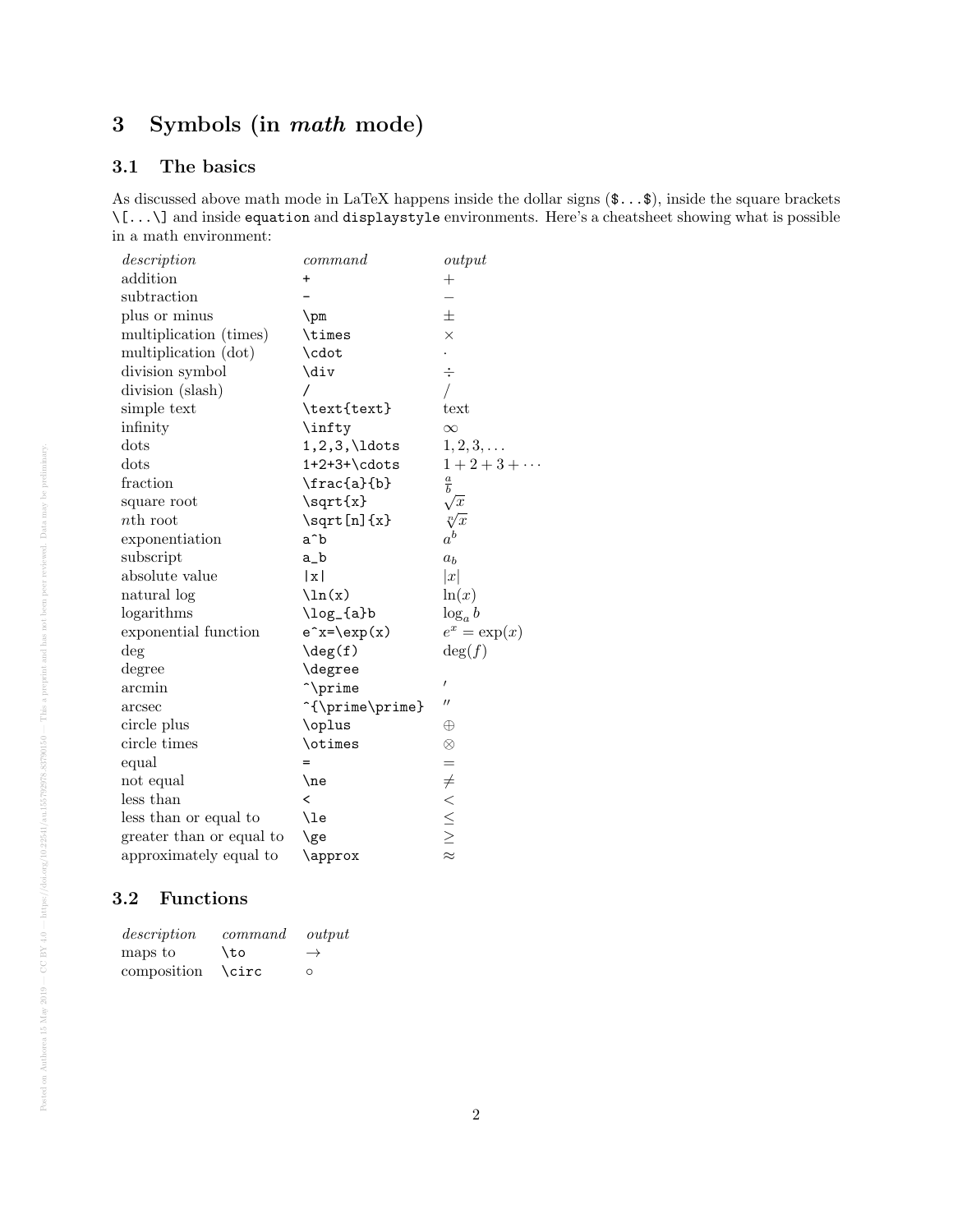## 3 Symbols (in *math* mode)

### 3.1 The basics

As discussed above math mode in LaTeX happens inside the dollar signs (`$...$`), inside the square brackets `\[...\]` and inside `equation` and `displaystyle` environments. Here's a cheatsheet showing what is possible in a math environment:

| *description* | *command* | *output* |
|---|---|---|
| addition | `+` | $+$ |
| subtraction | `-` | $-$ |
| plus or minus | `\pm` | $\pm$ |
| multiplication (times) | `\times` | $\times$ |
| multiplication (dot) | `\cdot` | $\cdot$ |
| division symbol | `\div` | $\div$ |
| division (slash) | `/` | $/$ |
| simple text | `\text{text}` | text |
| infinity | `\infty` | $\infty$ |
| dots | `1,2,3,\ldots` | $1,2,3,\ldots$ |
| dots | `1+2+3+\cdots` | $1+2+3+\cdots$ |
| fraction | `\frac{a}{b}` | $\frac{a}{b}$ |
| square root | `\sqrt{x}` | $\sqrt{x}$ |
| $n$th root | `\sqrt[n]{x}` | $\sqrt[n]{x}$ |
| exponentiation | `a^b` | $a^b$ |
| subscript | `a_b` | $a_b$ |
| absolute value | `\|x\|` | $\|x\|$ |
| natural log | `\ln(x)` | $\ln(x)$ |
| logarithms | `\log_{a}b` | $\log_{a}b$ |
| exponential function | `e^x=\exp(x)` | $e^x=\exp(x)$ |
| deg | `\deg(f)` | $\deg(f)$ |
| degree | `\degree` | |
| arcmin | `^\prime` | $^\prime$ |
| arcsec | `^{\prime\prime}` | $^{\prime\prime}$ |
| circle plus | `\oplus` | $\oplus$ |
| circle times | `\otimes` | $\otimes$ |
| equal | `=` | $=$ |
| not equal | `\ne` | $\ne$ |
| less than | `<` | $<$ |
| less than or equal to | `\le` | $\le$ |
| greater than or equal to | `\ge` | $\ge$ |
| approximately equal to | `\approx` | $\approx$ |

### 3.2 Functions

| *description* | *command* | *output* |
|---|---|---|
| maps to | `\to` | $\to$ |
| composition | `\circ` | $\circ$ |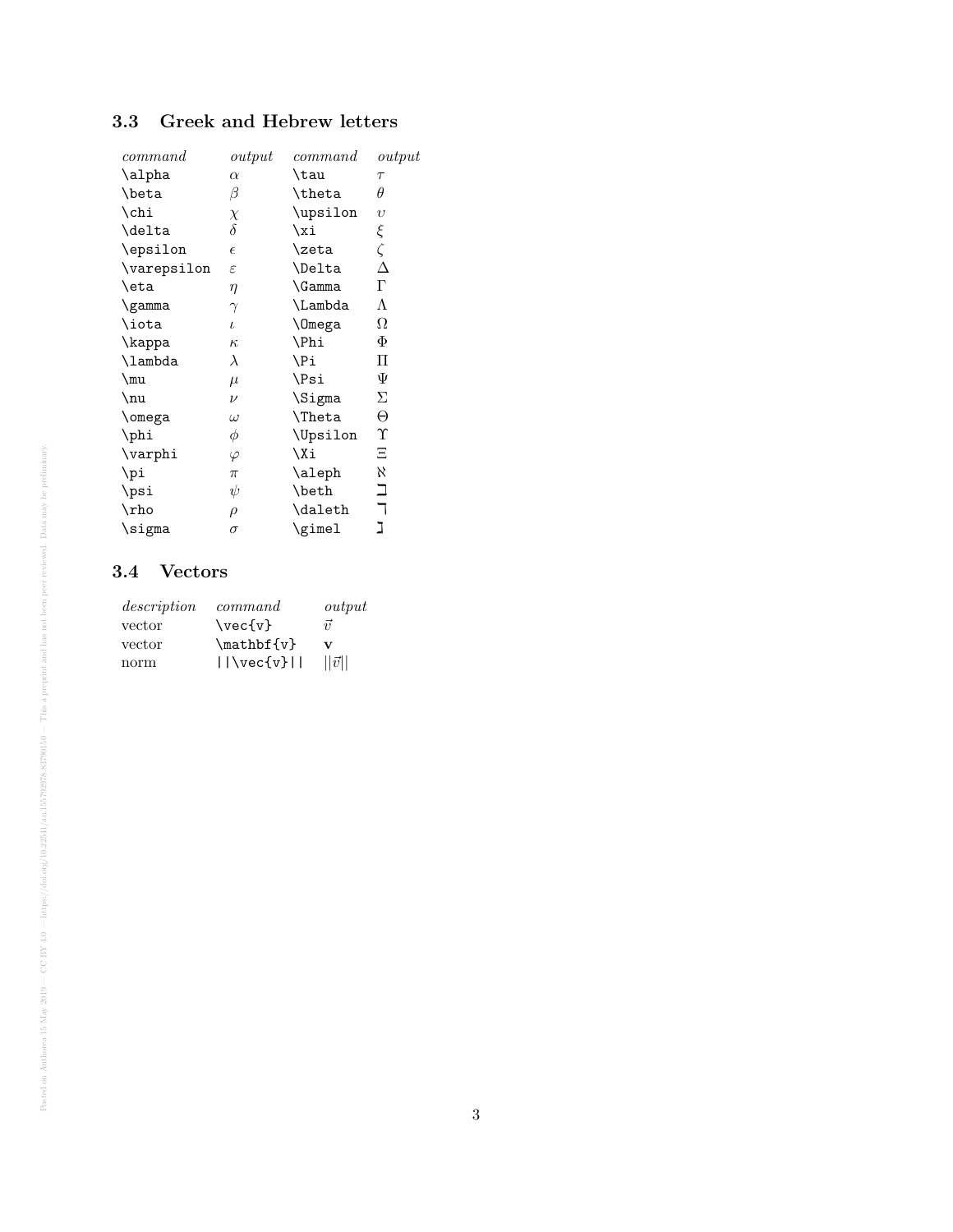### 3.3 Greek and Hebrew letters

| *command* | *output* | *command* | *output* |
|---|---|---|---|
| `\alpha` | $\alpha$ | `\tau` | $\tau$ |
| `\beta` | $\beta$ | `\theta` | $\theta$ |
| `\chi` | $\chi$ | `\upsilon` | $\upsilon$ |
| `\delta` | $\delta$ | `\xi` | $\xi$ |
| `\epsilon` | $\epsilon$ | `\zeta` | $\zeta$ |
| `\varepsilon` | $\varepsilon$ | `\Delta` | $\Delta$ |
| `\eta` | $\eta$ | `\Gamma` | $\Gamma$ |
| `\gamma` | $\gamma$ | `\Lambda` | $\Lambda$ |
| `\iota` | $\iota$ | `\Omega` | $\Omega$ |
| `\kappa` | $\kappa$ | `\Phi` | $\Phi$ |
| `\lambda` | $\lambda$ | `\Pi` | $\Pi$ |
| `\mu` | $\mu$ | `\Psi` | $\Psi$ |
| `\nu` | $\nu$ | `\Sigma` | $\Sigma$ |
| `\omega` | $\omega$ | `\Theta` | $\Theta$ |
| `\phi` | $\phi$ | `\Upsilon` | $\Upsilon$ |
| `\varphi` | $\varphi$ | `\Xi` | $\Xi$ |
| `\pi` | $\pi$ | `\aleph` | $\aleph$ |
| `\psi` | $\psi$ | `\beth` | $\beth$ |
| `\rho` | $\rho$ | `\daleth` | $\daleth$ |
| `\sigma` | $\sigma$ | `\gimel` | $\gimel$ |

### 3.4 Vectors

| *description* | *command* | *output* |
|---|---|---|
| vector | `\vec{v}` | $\vec{v}$ |
| vector | `\mathbf{v}` | $\mathbf{v}$ |
| norm | `||\vec{v}||` | $||\vec{v}||$ |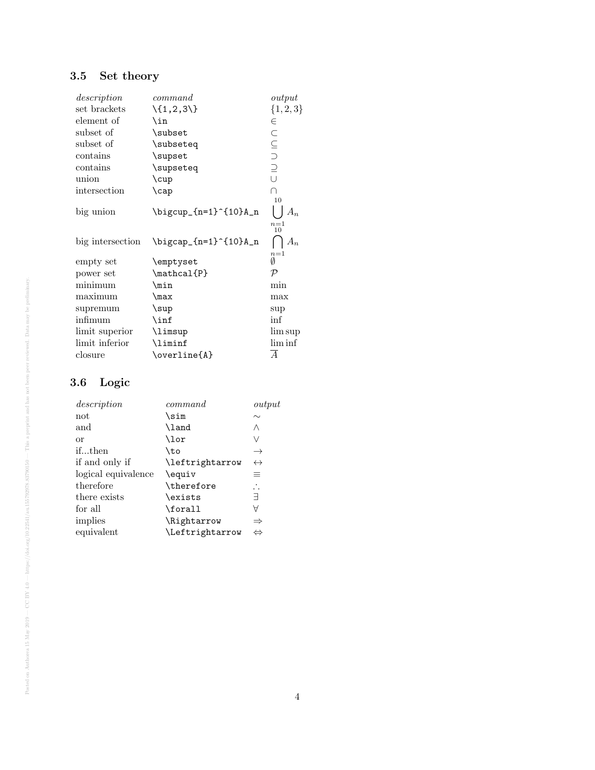### 3.5 Set theory

| *description* | *command* | *output* |
| --- | --- | --- |
| set brackets | `\{1,2,3\}` | $\{1,2,3\}$ |
| element of | `\in` | $\in$ |
| subset of | `\subset` | $\subset$ |
| subset of | `\subseteq` | $\subseteq$ |
| contains | `\supset` | $\supset$ |
| contains | `\supseteq` | $\supseteq$ |
| union | `\cup` | $\cup$ |
| intersection | `\cap` | $\cap$ |
| big union | `\bigcup_{n=1}^{10}A_n` | $\bigcup_{n=1}^{10}A_n$ |
| big intersection | `\bigcap_{n=1}^{10}A_n` | $\bigcap_{n=1}^{10}A_n$ |
| empty set | `\emptyset` | $\emptyset$ |
| power set | `\mathcal{P}` | $\mathcal{P}$ |
| minimum | `\min` | $\min$ |
| maximum | `\max` | $\max$ |
| supremum | `\sup` | $\sup$ |
| infimum | `\inf` | $\inf$ |
| limit superior | `\limsup` | $\limsup$ |
| limit inferior | `\liminf` | $\liminf$ |
| closure | `\overline{A}` | $\overline{A}$ |

### 3.6 Logic

| *description* | *command* | *output* |
| --- | --- | --- |
| not | `\sim` | $\sim$ |
| and | `\land` | $\land$ |
| or | `\lor` | $\lor$ |
| if...then | `\to` | $\to$ |
| if and only if | `\leftrightarrow` | $\leftrightarrow$ |
| logical equivalence | `\equiv` | $\equiv$ |
| therefore | `\therefore` | $\therefore$ |
| there exists | `\exists` | $\exists$ |
| for all | `\forall` | $\forall$ |
| implies | `\Rightarrow` | $\Rightarrow$ |
| equivalent | `\Leftrightarrow` | $\Leftrightarrow$ |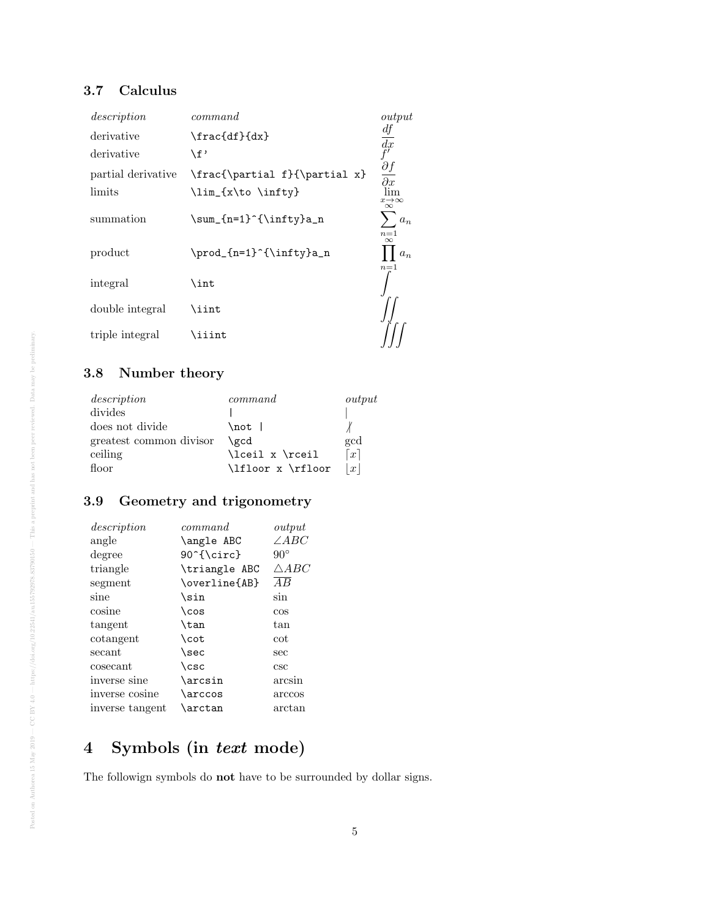### 3.7 Calculus

| *description* | *command* | *output* |
|---|---|---|
| derivative | `\frac{df}{dx}` | $\frac{df}{dx}$ |
| derivative | `\f'` | $f'$ |
| partial derivative | `\frac{\partial f}{\partial x}` | $\frac{\partial f}{\partial x}$ |
| limits | `\lim_{x\to \infty}` | $\lim_{x\to \infty}$ |
| summation | `\sum_{n=1}^{\infty}a_n` | $\sum_{n=1}^{\infty}a_n$ |
| product | `\prod_{n=1}^{\infty}a_n` | $\prod_{n=1}^{\infty}a_n$ |
| integral | `\int` | $\int$ |
| double integral | `\iint` | $\iint$ |
| triple integral | `\iiint` | $\iiint$ |

### 3.8 Number theory

| *description* | *command* | *output* |
|---|---|---|
| divides | `\|` | $\vert$ |
| does not divide | `\not \|` | $\nmid$ |
| greatest common divisor | `\gcd` | $\gcd$ |
| ceiling | `\lceil x \rceil` | $\lceil x \rceil$ |
| floor | `\lfloor x \rfloor` | $\lfloor x \rfloor$ |

### 3.9 Geometry and trigonometry

| *description* | *command* | *output* |
|---|---|---|
| angle | `\angle ABC` | $\angle ABC$ |
| degree | `90^{\circ}` | $90^{\circ}$ |
| triangle | `\triangle ABC` | $\triangle ABC$ |
| segment | `\overline{AB}` | $\overline{AB}$ |
| sine | `\sin` | $\sin$ |
| cosine | `\cos` | $\cos$ |
| tangent | `\tan` | $\tan$ |
| cotangent | `\cot` | $\cot$ |
| secant | `\sec` | $\sec$ |
| cosecant | `\csc` | $\csc$ |
| inverse sine | `\arcsin` | $\arcsin$ |
| inverse cosine | `\arccos` | $\arccos$ |
| inverse tangent | `\arctan` | $\arctan$ |

## 4 Symbols (in *text* mode)

The followign symbols do **not** have to be surrounded by dollar signs.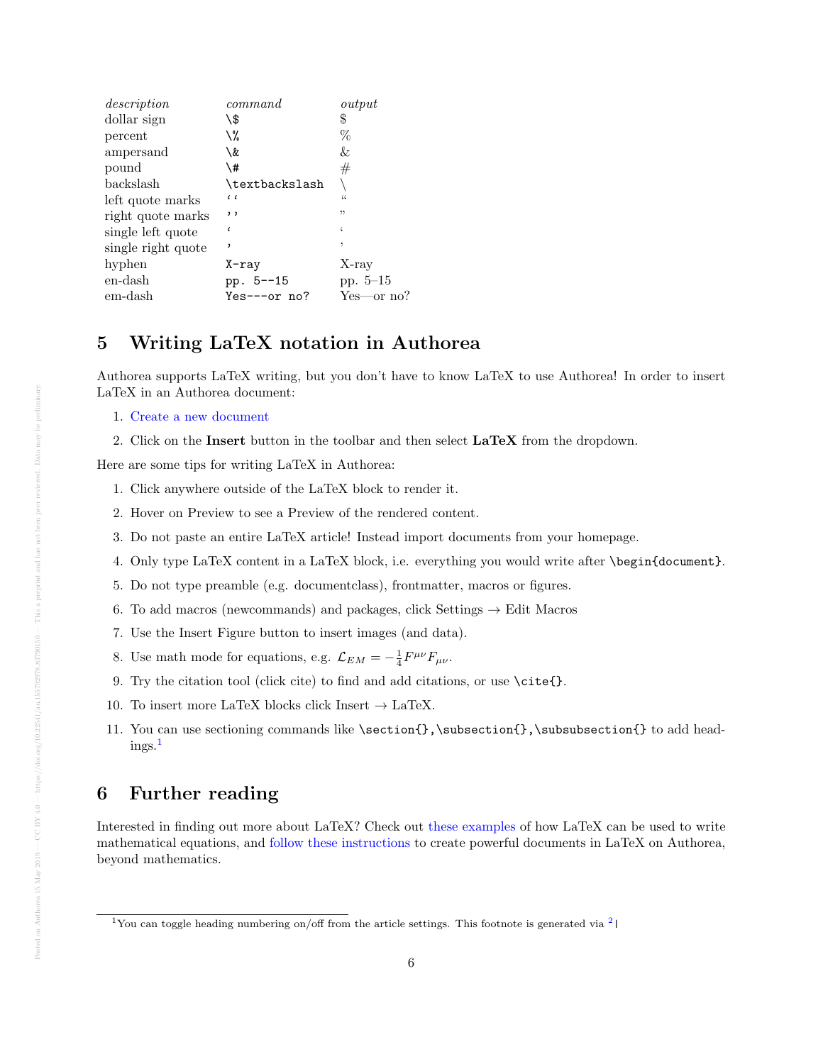| *description* | *command* | *output* |
|---|---|---|
| dollar sign | `\$` | $ |
| percent | `\%` | % |
| ampersand | `\&` | & |
| pound | `\#` | # |
| backslash | `\textbackslash` | \ |
| left quote marks | ` `` ` | “ |
| right quote marks | `''` | ” |
| single left quote | `` ` `` | ‘ |
| single right quote | `'` | ’ |
| hyphen | `X-ray` | X-ray |
| en-dash | `pp. 5--15` | pp. 5–15 |
| em-dash | `Yes---or no?` | Yes—or no? |

## 5 Writing LaTeX notation in Authorea

Authorea supports LaTeX writing, but you don't have to know LaTeX to use Authorea! In order to insert LaTeX in an Authorea document:

1. Create a new document
2. Click on the **Insert** button in the toolbar and then select **LaTeX** from the dropdown.

Here are some tips for writing LaTeX in Authorea:

1. Click anywhere outside of the LaTeX block to render it.
2. Hover on Preview to see a Preview of the rendered content.
3. Do not paste an entire LaTeX article! Instead import documents from your homepage.
4. Only type LaTeX content in a LaTeX block, i.e. everything you would write after `\begin{document}`.
5. Do not type preamble (e.g. documentclass), frontmatter, macros or figures.
6. To add macros (newcommands) and packages, click Settings → Edit Macros
7. Use the Insert Figure button to insert images (and data).
8. Use math mode for equations, e.g. $\mathcal{L}_{EM} = -\frac{1}{4}F^{\mu\nu}F_{\mu\nu}$.
9. Try the citation tool (click cite) to find and add citations, or use `\cite{}`.
10. To insert more LaTeX blocks click Insert → LaTeX.
11. You can use sectioning commands like `\section{},\subsection{},\subsubsection{}` to add headings.[1]

## 6 Further reading

Interested in finding out more about LaTeX? Check out these examples of how LaTeX can be used to write mathematical equations, and follow these instructions to create powerful documents in LaTeX on Authorea, beyond mathematics.

[1] You can toggle heading numbering on/off from the article settings. This footnote is generated via [2]|